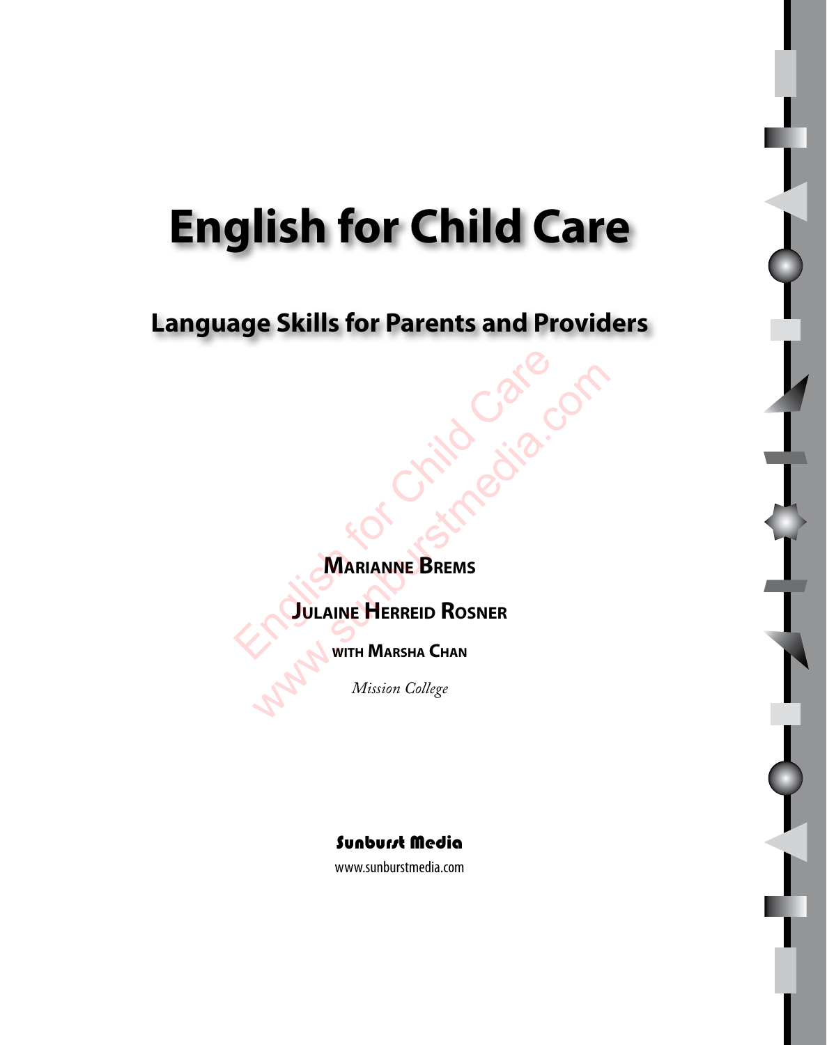# English for Child Care

## Language Skills for Parents and Providers

**Marianne Brems**

**Julaine Herreid Rosner**

**with Marsha Chan**

*Mission College*

**Sunburst Media**

www.sunburstmedia.com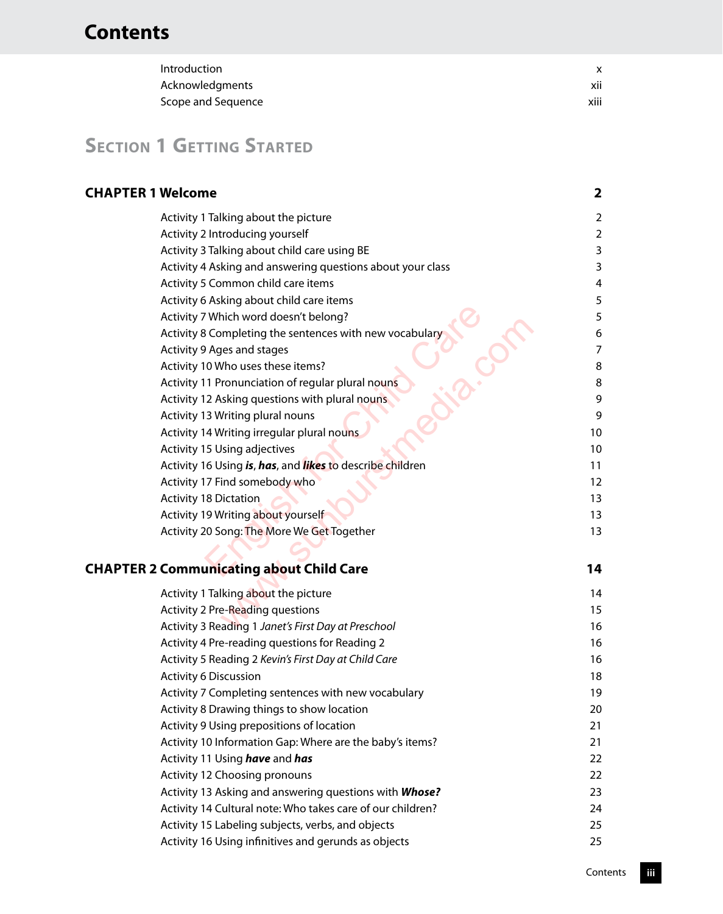# Contents

| | |
|---|---|
| Introduction | x |
| Acknowledgments | xii |
| Scope and Sequence | xiii |

## Section 1 Getting Started

### CHAPTER 1 Welcome — 2

| | |
|---|---|
| Activity 1 Talking about the picture | 2 |
| Activity 2 Introducing yourself | 2 |
| Activity 3 Talking about child care using BE | 3 |
| Activity 4 Asking and answering questions about your class | 3 |
| Activity 5 Common child care items | 4 |
| Activity 6 Asking about child care items | 5 |
| Activity 7 Which word doesn't belong? | 5 |
| Activity 8 Completing the sentences with new vocabulary | 6 |
| Activity 9 Ages and stages | 7 |
| Activity 10 Who uses these items? | 8 |
| Activity 11 Pronunciation of regular plural nouns | 8 |
| Activity 12 Asking questions with plural nouns | 9 |
| Activity 13 Writing plural nouns | 9 |
| Activity 14 Writing irregular plural nouns | 10 |
| Activity 15 Using adjectives | 10 |
| Activity 16 Using ***is***, ***has***, and ***likes*** to describe children | 11 |
| Activity 17 Find somebody who | 12 |
| Activity 18 Dictation | 13 |
| Activity 19 Writing about yourself | 13 |
| Activity 20 Song: The More We Get Together | 13 |

### CHAPTER 2 Communicating about Child Care — 14

| | |
|---|---|
| Activity 1 Talking about the picture | 14 |
| Activity 2 Pre-Reading questions | 15 |
| Activity 3 Reading 1 *Janet's First Day at Preschool* | 16 |
| Activity 4 Pre-reading questions for Reading 2 | 16 |
| Activity 5 Reading 2 *Kevin's First Day at Child Care* | 16 |
| Activity 6 Discussion | 18 |
| Activity 7 Completing sentences with new vocabulary | 19 |
| Activity 8 Drawing things to show location | 20 |
| Activity 9 Using prepositions of location | 21 |
| Activity 10 Information Gap: Where are the baby's items? | 21 |
| Activity 11 Using ***have*** and ***has*** | 22 |
| Activity 12 Choosing pronouns | 22 |
| Activity 13 Asking and answering questions with ***Whose?*** | 23 |
| Activity 14 Cultural note: Who takes care of our children? | 24 |
| Activity 15 Labeling subjects, verbs, and objects | 25 |
| Activity 16 Using infinitives and gerunds as objects | 25 |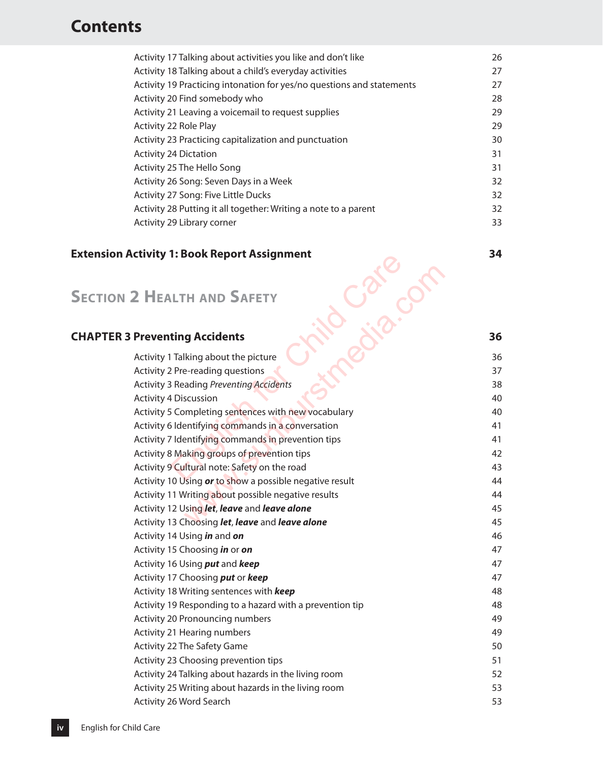# Contents

| | |
|---|---|
| Activity 17 Talking about activities you like and don't like | 26 |
| Activity 18 Talking about a child's everyday activities | 27 |
| Activity 19 Practicing intonation for yes/no questions and statements | 27 |
| Activity 20 Find somebody who | 28 |
| Activity 21 Leaving a voicemail to request supplies | 29 |
| Activity 22 Role Play | 29 |
| Activity 23 Practicing capitalization and punctuation | 30 |
| Activity 24 Dictation | 31 |
| Activity 25 The Hello Song | 31 |
| Activity 26 Song: Seven Days in a Week | 32 |
| Activity 27 Song: Five Little Ducks | 32 |
| Activity 28 Putting it all together: Writing a note to a parent | 32 |
| Activity 29 Library corner | 33 |

**Extension Activity 1: Book Report Assignment** **34**

## Section 2 Health and Safety

### CHAPTER 3 Preventing Accidents 36

| | |
|---|---|
| Activity 1 Talking about the picture | 36 |
| Activity 2 Pre-reading questions | 37 |
| Activity 3 Reading *Preventing Accidents* | 38 |
| Activity 4 Discussion | 40 |
| Activity 5 Completing sentences with new vocabulary | 40 |
| Activity 6 Identifying commands in a conversation | 41 |
| Activity 7 Identifying commands in prevention tips | 41 |
| Activity 8 Making groups of prevention tips | 42 |
| Activity 9 Cultural note: Safety on the road | 43 |
| Activity 10 Using ***or*** to show a possible negative result | 44 |
| Activity 11 Writing about possible negative results | 44 |
| Activity 12 Using ***let***, ***leave*** and ***leave alone*** | 45 |
| Activity 13 Choosing ***let***, ***leave*** and ***leave alone*** | 45 |
| Activity 14 Using ***in*** and ***on*** | 46 |
| Activity 15 Choosing ***in*** or ***on*** | 47 |
| Activity 16 Using ***put*** and ***keep*** | 47 |
| Activity 17 Choosing ***put*** or ***keep*** | 47 |
| Activity 18 Writing sentences with ***keep*** | 48 |
| Activity 19 Responding to a hazard with a prevention tip | 48 |
| Activity 20 Pronouncing numbers | 49 |
| Activity 21 Hearing numbers | 49 |
| Activity 22 The Safety Game | 50 |
| Activity 23 Choosing prevention tips | 51 |
| Activity 24 Talking about hazards in the living room | 52 |
| Activity 25 Writing about hazards in the living room | 53 |
| Activity 26 Word Search | 53 |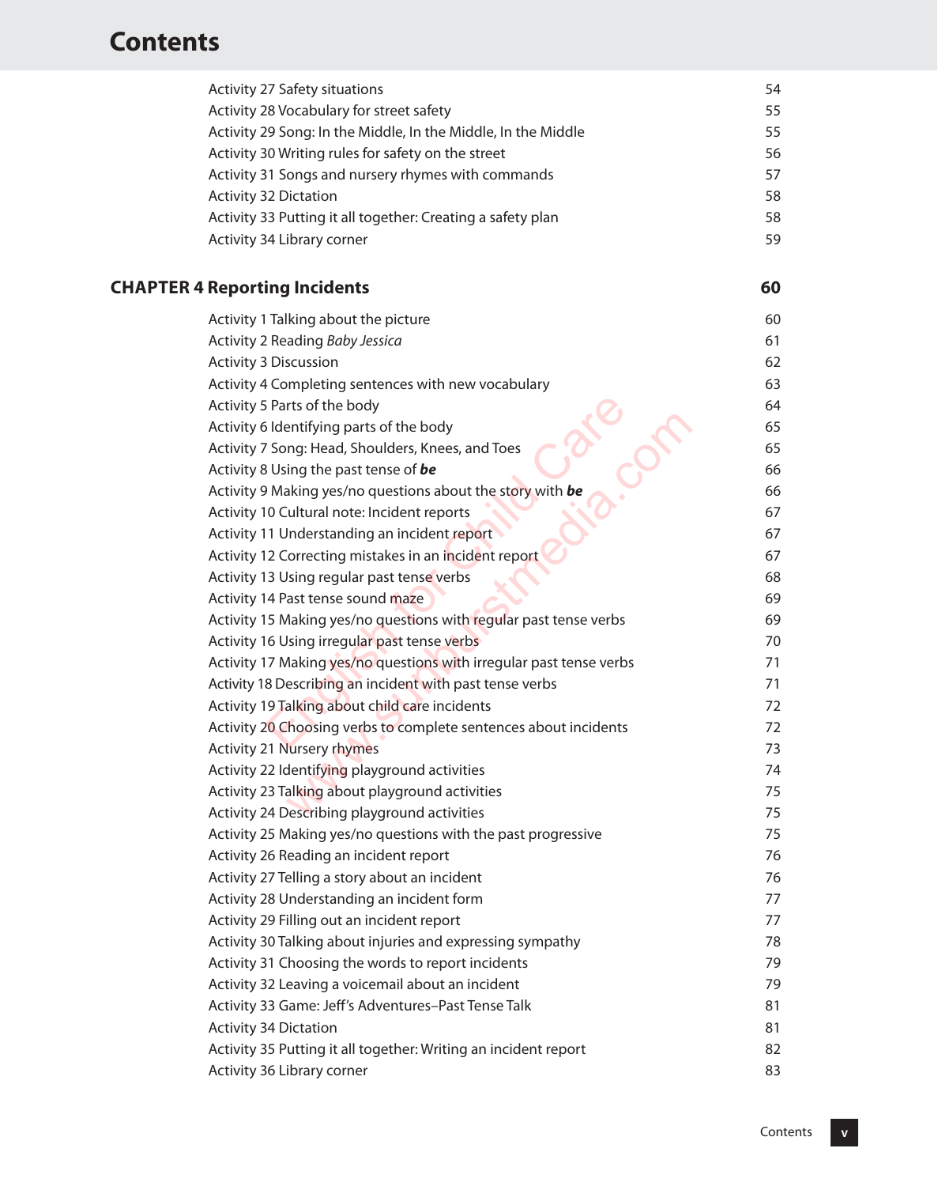# Contents

| | |
|---|---|
| Activity 27 Safety situations | 54 |
| Activity 28 Vocabulary for street safety | 55 |
| Activity 29 Song: In the Middle, In the Middle, In the Middle | 55 |
| Activity 30 Writing rules for safety on the street | 56 |
| Activity 31 Songs and nursery rhymes with commands | 57 |
| Activity 32 Dictation | 58 |
| Activity 33 Putting it all together: Creating a safety plan | 58 |
| Activity 34 Library corner | 59 |

## CHAPTER 4 Reporting Incidents — 60

| | |
|---|---|
| Activity 1 Talking about the picture | 60 |
| Activity 2 Reading *Baby Jessica* | 61 |
| Activity 3 Discussion | 62 |
| Activity 4 Completing sentences with new vocabulary | 63 |
| Activity 5 Parts of the body | 64 |
| Activity 6 Identifying parts of the body | 65 |
| Activity 7 Song: Head, Shoulders, Knees, and Toes | 65 |
| Activity 8 Using the past tense of ***be*** | 66 |
| Activity 9 Making yes/no questions about the story with ***be*** | 66 |
| Activity 10 Cultural note: Incident reports | 67 |
| Activity 11 Understanding an incident report | 67 |
| Activity 12 Correcting mistakes in an incident report | 67 |
| Activity 13 Using regular past tense verbs | 68 |
| Activity 14 Past tense sound maze | 69 |
| Activity 15 Making yes/no questions with regular past tense verbs | 69 |
| Activity 16 Using irregular past tense verbs | 70 |
| Activity 17 Making yes/no questions with irregular past tense verbs | 71 |
| Activity 18 Describing an incident with past tense verbs | 71 |
| Activity 19 Talking about child care incidents | 72 |
| Activity 20 Choosing verbs to complete sentences about incidents | 72 |
| Activity 21 Nursery rhymes | 73 |
| Activity 22 Identifying playground activities | 74 |
| Activity 23 Talking about playground activities | 75 |
| Activity 24 Describing playground activities | 75 |
| Activity 25 Making yes/no questions with the past progressive | 75 |
| Activity 26 Reading an incident report | 76 |
| Activity 27 Telling a story about an incident | 76 |
| Activity 28 Understanding an incident form | 77 |
| Activity 29 Filling out an incident report | 77 |
| Activity 30 Talking about injuries and expressing sympathy | 78 |
| Activity 31 Choosing the words to report incidents | 79 |
| Activity 32 Leaving a voicemail about an incident | 79 |
| Activity 33 Game: Jeff's Adventures–Past Tense Talk | 81 |
| Activity 34 Dictation | 81 |
| Activity 35 Putting it all together: Writing an incident report | 82 |
| Activity 36 Library corner | 83 |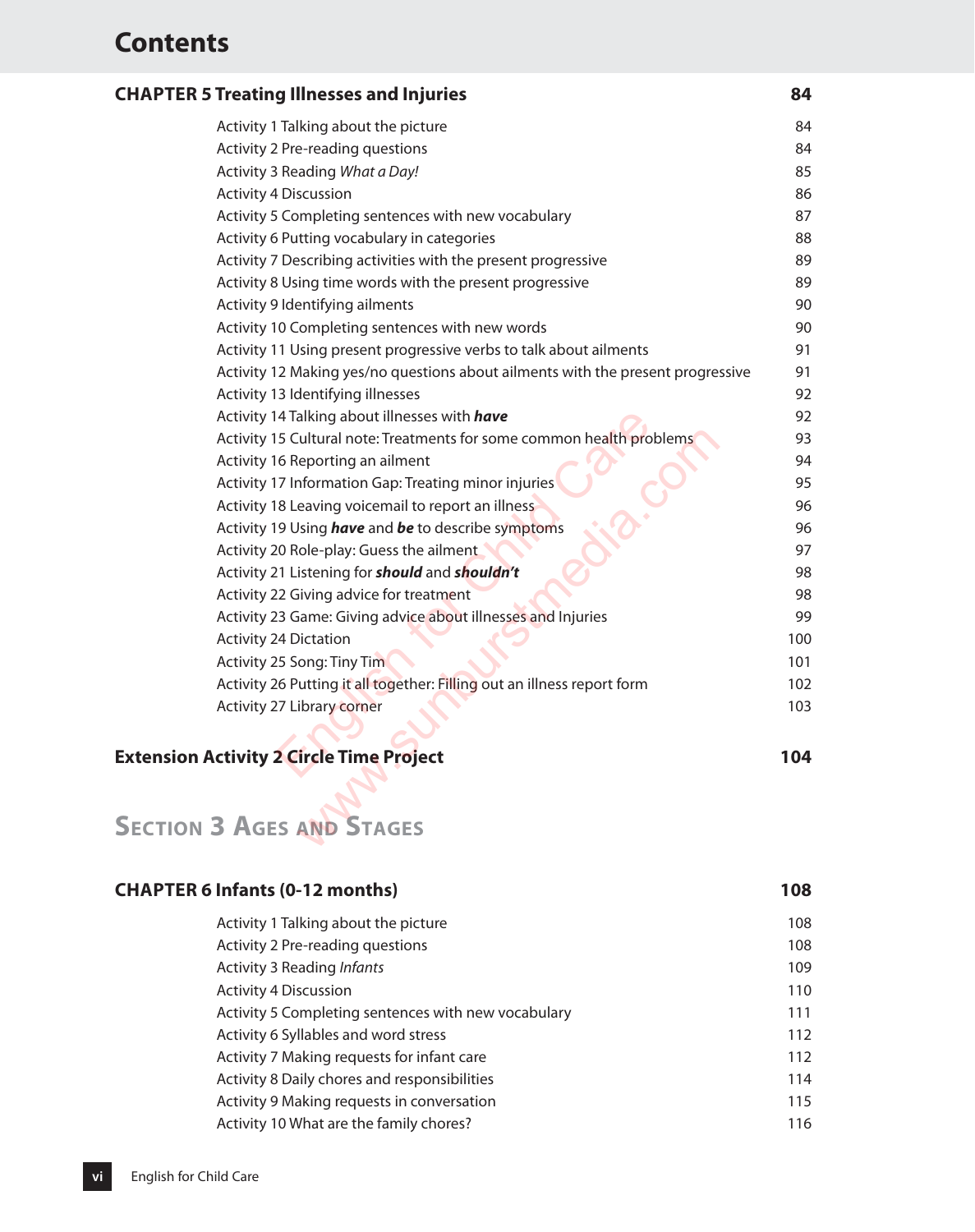# Contents

## CHAPTER 5 Treating Illnesses and Injuries — 84

| Activity | Page |
|---|---|
| Activity 1 Talking about the picture | 84 |
| Activity 2 Pre-reading questions | 84 |
| Activity 3 Reading *What a Day!* | 85 |
| Activity 4 Discussion | 86 |
| Activity 5 Completing sentences with new vocabulary | 87 |
| Activity 6 Putting vocabulary in categories | 88 |
| Activity 7 Describing activities with the present progressive | 89 |
| Activity 8 Using time words with the present progressive | 89 |
| Activity 9 Identifying ailments | 90 |
| Activity 10 Completing sentences with new words | 90 |
| Activity 11 Using present progressive verbs to talk about ailments | 91 |
| Activity 12 Making yes/no questions about ailments with the present progressive | 91 |
| Activity 13 Identifying illnesses | 92 |
| Activity 14 Talking about illnesses with ***have*** | 92 |
| Activity 15 Cultural note: Treatments for some common health problems | 93 |
| Activity 16 Reporting an ailment | 94 |
| Activity 17 Information Gap: Treating minor injuries | 95 |
| Activity 18 Leaving voicemail to report an illness | 96 |
| Activity 19 Using ***have*** and ***be*** to describe symptoms | 96 |
| Activity 20 Role-play: Guess the ailment | 97 |
| Activity 21 Listening for ***should*** and ***shouldn't*** | 98 |
| Activity 22 Giving advice for treatment | 98 |
| Activity 23 Game: Giving advice about illnesses and Injuries | 99 |
| Activity 24 Dictation | 100 |
| Activity 25 Song: Tiny Tim | 101 |
| Activity 26 Putting it all together: Filling out an illness report form | 102 |
| Activity 27 Library corner | 103 |

## Extension Activity 2 Circle Time Project — 104

# Section 3 Ages and Stages

## CHAPTER 6 Infants (0-12 months) — 108

| Activity | Page |
|---|---|
| Activity 1 Talking about the picture | 108 |
| Activity 2 Pre-reading questions | 108 |
| Activity 3 Reading *Infants* | 109 |
| Activity 4 Discussion | 110 |
| Activity 5 Completing sentences with new vocabulary | 111 |
| Activity 6 Syllables and word stress | 112 |
| Activity 7 Making requests for infant care | 112 |
| Activity 8 Daily chores and responsibilities | 114 |
| Activity 9 Making requests in conversation | 115 |
| Activity 10 What are the family chores? | 116 |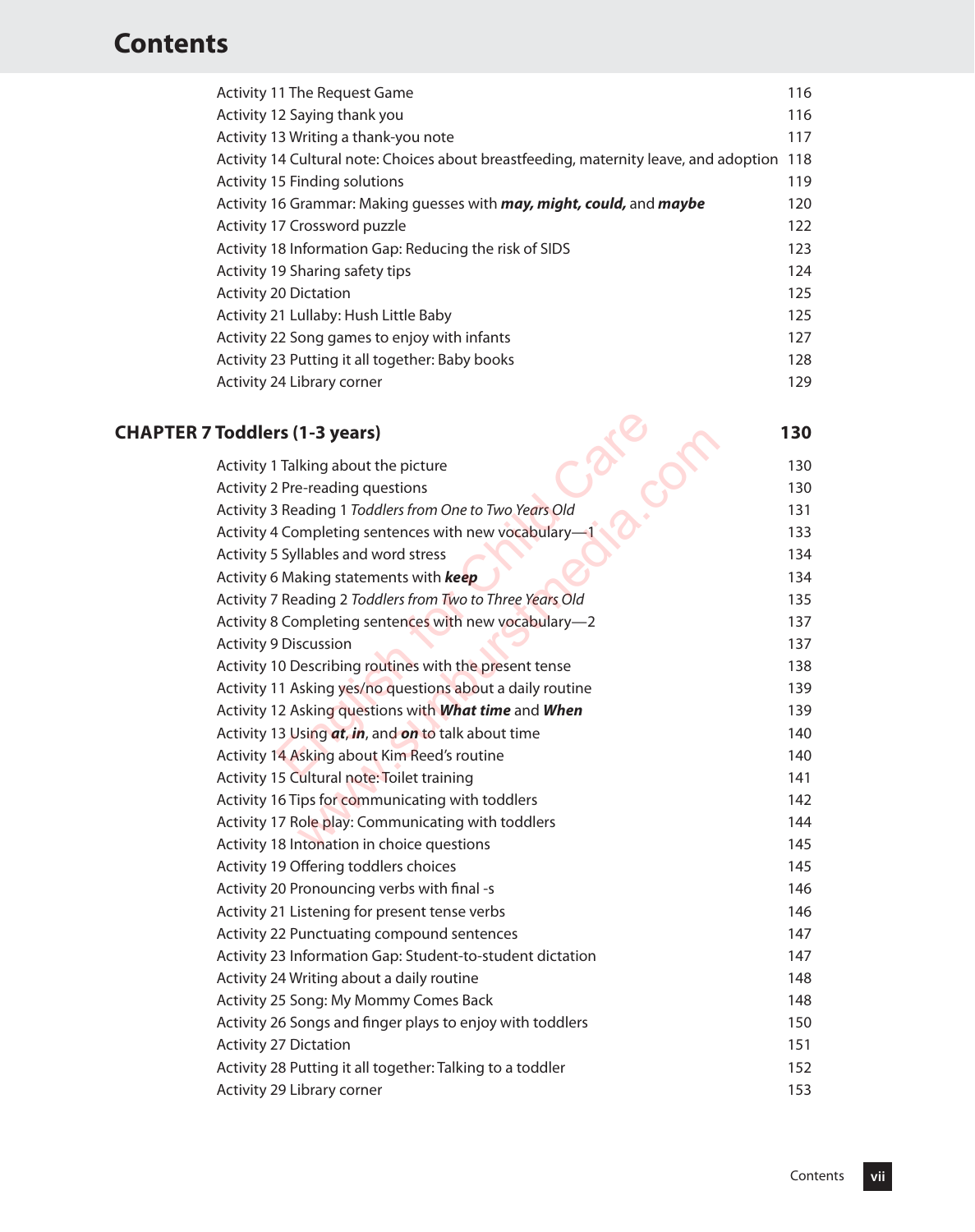# Contents

| | |
|---|---|
| Activity 11 The Request Game | 116 |
| Activity 12 Saying thank you | 116 |
| Activity 13 Writing a thank-you note | 117 |
| Activity 14 Cultural note: Choices about breastfeeding, maternity leave, and adoption | 118 |
| Activity 15 Finding solutions | 119 |
| Activity 16 Grammar: Making guesses with ***may, might, could,*** and ***maybe*** | 120 |
| Activity 17 Crossword puzzle | 122 |
| Activity 18 Information Gap: Reducing the risk of SIDS | 123 |
| Activity 19 Sharing safety tips | 124 |
| Activity 20 Dictation | 125 |
| Activity 21 Lullaby: Hush Little Baby | 125 |
| Activity 22 Song games to enjoy with infants | 127 |
| Activity 23 Putting it all together: Baby books | 128 |
| Activity 24 Library corner | 129 |

## CHAPTER 7 Toddlers (1-3 years) — 130

| | |
|---|---|
| Activity 1 Talking about the picture | 130 |
| Activity 2 Pre-reading questions | 130 |
| Activity 3 Reading 1 *Toddlers from One to Two Years Old* | 131 |
| Activity 4 Completing sentences with new vocabulary—1 | 133 |
| Activity 5 Syllables and word stress | 134 |
| Activity 6 Making statements with ***keep*** | 134 |
| Activity 7 Reading 2 *Toddlers from Two to Three Years Old* | 135 |
| Activity 8 Completing sentences with new vocabulary—2 | 137 |
| Activity 9 Discussion | 137 |
| Activity 10 Describing routines with the present tense | 138 |
| Activity 11 Asking yes/no questions about a daily routine | 139 |
| Activity 12 Asking questions with ***What time*** and ***When*** | 139 |
| Activity 13 Using ***at***, ***in***, and ***on*** to talk about time | 140 |
| Activity 14 Asking about Kim Reed's routine | 140 |
| Activity 15 Cultural note: Toilet training | 141 |
| Activity 16 Tips for communicating with toddlers | 142 |
| Activity 17 Role play: Communicating with toddlers | 144 |
| Activity 18 Intonation in choice questions | 145 |
| Activity 19 Offering toddlers choices | 145 |
| Activity 20 Pronouncing verbs with final -s | 146 |
| Activity 21 Listening for present tense verbs | 146 |
| Activity 22 Punctuating compound sentences | 147 |
| Activity 23 Information Gap: Student-to-student dictation | 147 |
| Activity 24 Writing about a daily routine | 148 |
| Activity 25 Song: My Mommy Comes Back | 148 |
| Activity 26 Songs and finger plays to enjoy with toddlers | 150 |
| Activity 27 Dictation | 151 |
| Activity 28 Putting it all together: Talking to a toddler | 152 |
| Activity 29 Library corner | 153 |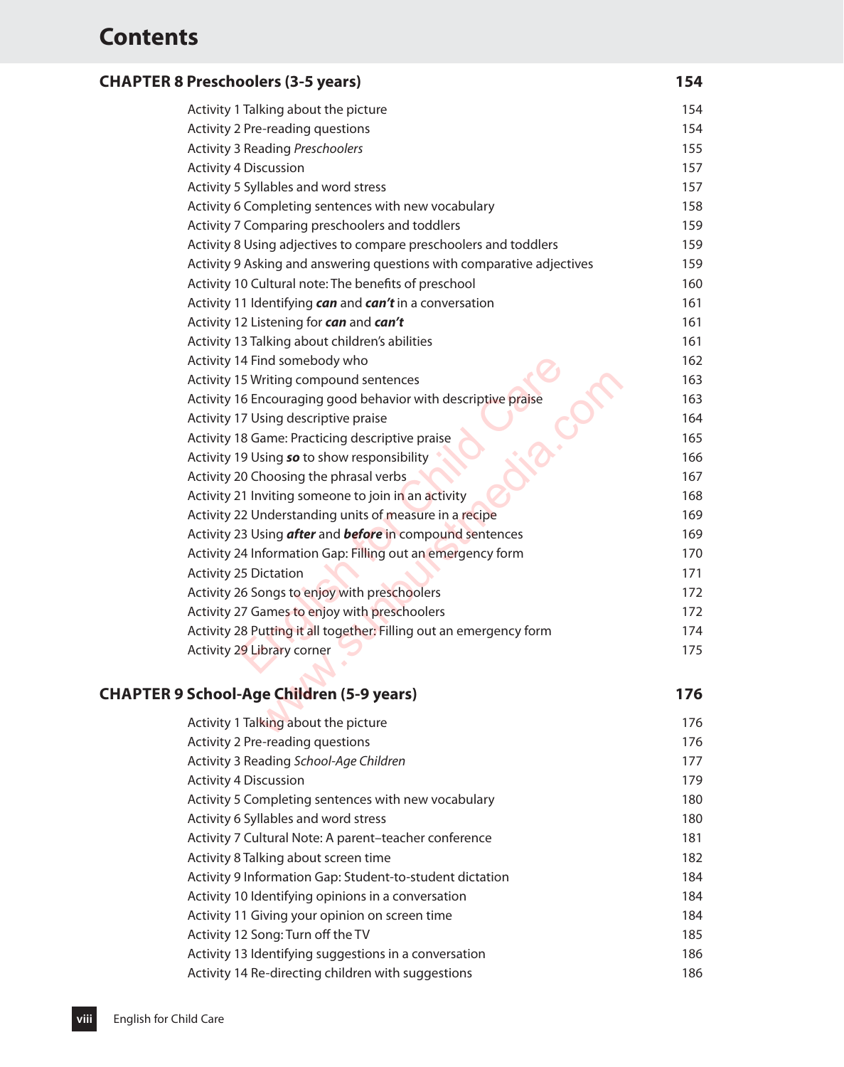# Contents

## CHAPTER 8 Preschoolers (3-5 years) — 154

| Activity | Page |
|---|---|
| Activity 1 Talking about the picture | 154 |
| Activity 2 Pre-reading questions | 154 |
| Activity 3 Reading *Preschoolers* | 155 |
| Activity 4 Discussion | 157 |
| Activity 5 Syllables and word stress | 157 |
| Activity 6 Completing sentences with new vocabulary | 158 |
| Activity 7 Comparing preschoolers and toddlers | 159 |
| Activity 8 Using adjectives to compare preschoolers and toddlers | 159 |
| Activity 9 Asking and answering questions with comparative adjectives | 159 |
| Activity 10 Cultural note: The benefits of preschool | 160 |
| Activity 11 Identifying ***can*** and ***can't*** in a conversation | 161 |
| Activity 12 Listening for ***can*** and ***can't*** | 161 |
| Activity 13 Talking about children's abilities | 161 |
| Activity 14 Find somebody who | 162 |
| Activity 15 Writing compound sentences | 163 |
| Activity 16 Encouraging good behavior with descriptive praise | 163 |
| Activity 17 Using descriptive praise | 164 |
| Activity 18 Game: Practicing descriptive praise | 165 |
| Activity 19 Using ***so*** to show responsibility | 166 |
| Activity 20 Choosing the phrasal verbs | 167 |
| Activity 21 Inviting someone to join in an activity | 168 |
| Activity 22 Understanding units of measure in a recipe | 169 |
| Activity 23 Using ***after*** and ***before*** in compound sentences | 169 |
| Activity 24 Information Gap: Filling out an emergency form | 170 |
| Activity 25 Dictation | 171 |
| Activity 26 Songs to enjoy with preschoolers | 172 |
| Activity 27 Games to enjoy with preschoolers | 172 |
| Activity 28 Putting it all together: Filling out an emergency form | 174 |
| Activity 29 Library corner | 175 |

## CHAPTER 9 School-Age Children (5-9 years) — 176

| Activity | Page |
|---|---|
| Activity 1 Talking about the picture | 176 |
| Activity 2 Pre-reading questions | 176 |
| Activity 3 Reading *School-Age Children* | 177 |
| Activity 4 Discussion | 179 |
| Activity 5 Completing sentences with new vocabulary | 180 |
| Activity 6 Syllables and word stress | 180 |
| Activity 7 Cultural Note: A parent–teacher conference | 181 |
| Activity 8 Talking about screen time | 182 |
| Activity 9 Information Gap: Student-to-student dictation | 184 |
| Activity 10 Identifying opinions in a conversation | 184 |
| Activity 11 Giving your opinion on screen time | 184 |
| Activity 12 Song: Turn off the TV | 185 |
| Activity 13 Identifying suggestions in a conversation | 186 |
| Activity 14 Re-directing children with suggestions | 186 |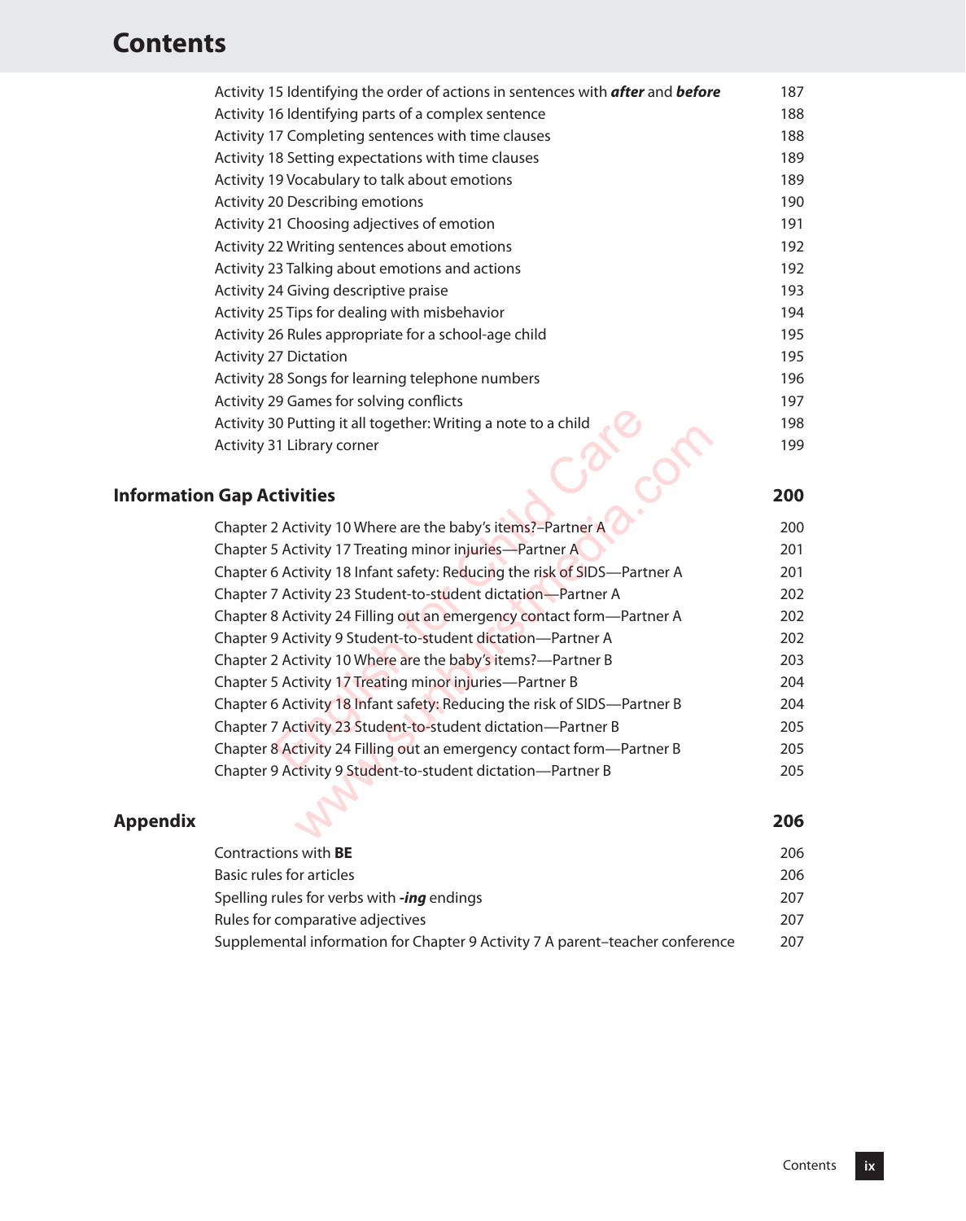# Contents

| | |
|---|---|
| Activity 15 Identifying the order of actions in sentences with ***after*** and ***before*** | 187 |
| Activity 16 Identifying parts of a complex sentence | 188 |
| Activity 17 Completing sentences with time clauses | 188 |
| Activity 18 Setting expectations with time clauses | 189 |
| Activity 19 Vocabulary to talk about emotions | 189 |
| Activity 20 Describing emotions | 190 |
| Activity 21 Choosing adjectives of emotion | 191 |
| Activity 22 Writing sentences about emotions | 192 |
| Activity 23 Talking about emotions and actions | 192 |
| Activity 24 Giving descriptive praise | 193 |
| Activity 25 Tips for dealing with misbehavior | 194 |
| Activity 26 Rules appropriate for a school-age child | 195 |
| Activity 27 Dictation | 195 |
| Activity 28 Songs for learning telephone numbers | 196 |
| Activity 29 Games for solving conflicts | 197 |
| Activity 30 Putting it all together: Writing a note to a child | 198 |
| Activity 31 Library corner | 199 |

## Information Gap Activities — 200

| | |
|---|---|
| Chapter 2 Activity 10 Where are the baby's items?–Partner A | 200 |
| Chapter 5 Activity 17 Treating minor injuries—Partner A | 201 |
| Chapter 6 Activity 18 Infant safety: Reducing the risk of SIDS—Partner A | 201 |
| Chapter 7 Activity 23 Student-to-student dictation—Partner A | 202 |
| Chapter 8 Activity 24 Filling out an emergency contact form—Partner A | 202 |
| Chapter 9 Activity 9 Student-to-student dictation—Partner A | 202 |
| Chapter 2 Activity 10 Where are the baby's items?—Partner B | 203 |
| Chapter 5 Activity 17 Treating minor injuries—Partner B | 204 |
| Chapter 6 Activity 18 Infant safety: Reducing the risk of SIDS—Partner B | 204 |
| Chapter 7 Activity 23 Student-to-student dictation—Partner B | 205 |
| Chapter 8 Activity 24 Filling out an emergency contact form—Partner B | 205 |
| Chapter 9 Activity 9 Student-to-student dictation—Partner B | 205 |

## Appendix — 206

| | |
|---|---|
| Contractions with **BE** | 206 |
| Basic rules for articles | 206 |
| Spelling rules for verbs with ***-ing*** endings | 207 |
| Rules for comparative adjectives | 207 |
| Supplemental information for Chapter 9 Activity 7 A parent–teacher conference | 207 |